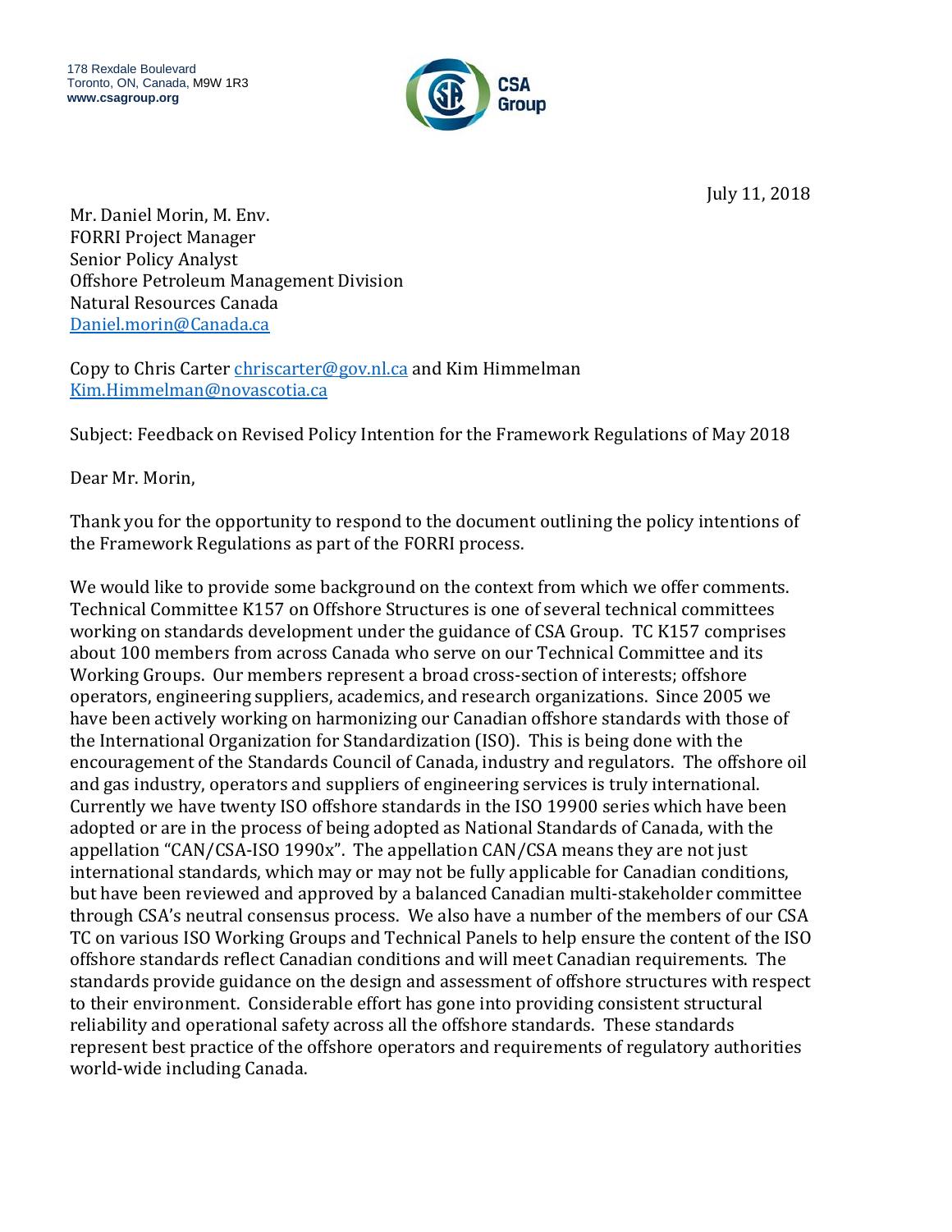178 Rexdale Boulevard
Toronto, ON, Canada, M9W 1R3
**www.csagroup.org**

July 11, 2018

Mr. Daniel Morin, M. Env.
FORRI Project Manager
Senior Policy Analyst
Offshore Petroleum Management Division
Natural Resources Canada
Daniel.morin@Canada.ca

Copy to Chris Carter chriscarter@gov.nl.ca and Kim Himmelman Kim.Himmelman@novascotia.ca

Subject: Feedback on Revised Policy Intention for the Framework Regulations of May 2018

Dear Mr. Morin,

Thank you for the opportunity to respond to the document outlining the policy intentions of the Framework Regulations as part of the FORRI process.

We would like to provide some background on the context from which we offer comments. Technical Committee K157 on Offshore Structures is one of several technical committees working on standards development under the guidance of CSA Group. TC K157 comprises about 100 members from across Canada who serve on our Technical Committee and its Working Groups. Our members represent a broad cross-section of interests; offshore operators, engineering suppliers, academics, and research organizations. Since 2005 we have been actively working on harmonizing our Canadian offshore standards with those of the International Organization for Standardization (ISO). This is being done with the encouragement of the Standards Council of Canada, industry and regulators. The offshore oil and gas industry, operators and suppliers of engineering services is truly international. Currently we have twenty ISO offshore standards in the ISO 19900 series which have been adopted or are in the process of being adopted as National Standards of Canada, with the appellation "CAN/CSA-ISO 1990x". The appellation CAN/CSA means they are not just international standards, which may or may not be fully applicable for Canadian conditions, but have been reviewed and approved by a balanced Canadian multi-stakeholder committee through CSA's neutral consensus process. We also have a number of the members of our CSA TC on various ISO Working Groups and Technical Panels to help ensure the content of the ISO offshore standards reflect Canadian conditions and will meet Canadian requirements. The standards provide guidance on the design and assessment of offshore structures with respect to their environment. Considerable effort has gone into providing consistent structural reliability and operational safety across all the offshore standards. These standards represent best practice of the offshore operators and requirements of regulatory authorities world-wide including Canada.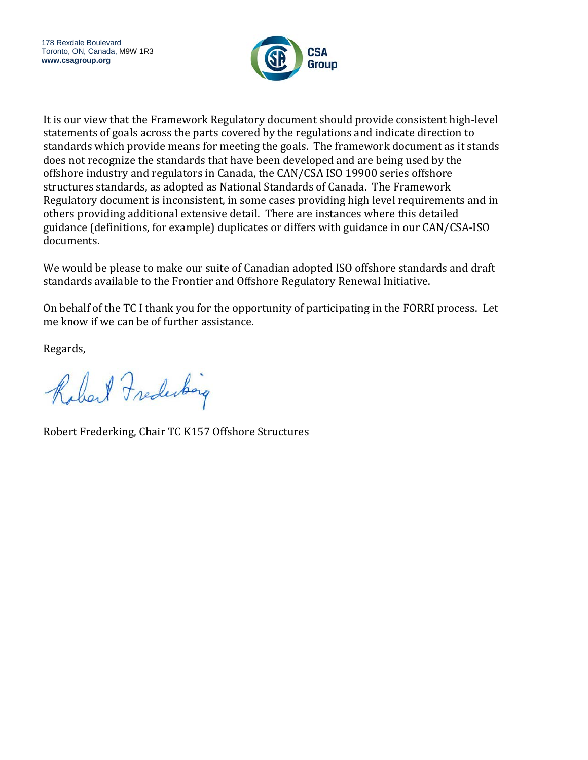178 Rexdale Boulevard
Toronto, ON, Canada, M9W 1R3
**www.csagroup.org**

It is our view that the Framework Regulatory document should provide consistent high-level statements of goals across the parts covered by the regulations and indicate direction to standards which provide means for meeting the goals. The framework document as it stands does not recognize the standards that have been developed and are being used by the offshore industry and regulators in Canada, the CAN/CSA ISO 19900 series offshore structures standards, as adopted as National Standards of Canada. The Framework Regulatory document is inconsistent, in some cases providing high level requirements and in others providing additional extensive detail. There are instances where this detailed guidance (definitions, for example) duplicates or differs with guidance in our CAN/CSA-ISO documents.

We would be please to make our suite of Canadian adopted ISO offshore standards and draft standards available to the Frontier and Offshore Regulatory Renewal Initiative.

On behalf of the TC I thank you for the opportunity of participating in the FORRI process. Let me know if we can be of further assistance.

Regards,

Robert Frederking, Chair TC K157 Offshore Structures